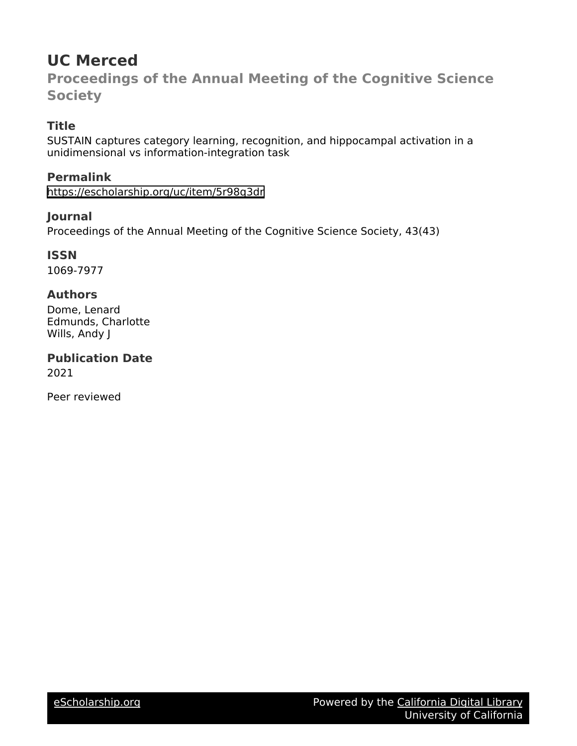# UC Merced

## Proceedings of the Annual Meeting of the Cognitive Science Society

### Title

SUSTAIN captures category learning, recognition, and hippocampal activation in a unidimensional vs information-integration task

### Permalink

https://escholarship.org/uc/item/5r98q3dr

### Journal

Proceedings of the Annual Meeting of the Cognitive Science Society, 43(43)

### ISSN

1069-7977

### Authors

Dome, Lenard
Edmunds, Charlotte
Wills, Andy J

### Publication Date

2021

Peer reviewed

eScholarship.org | Powered by the California Digital Library, University of California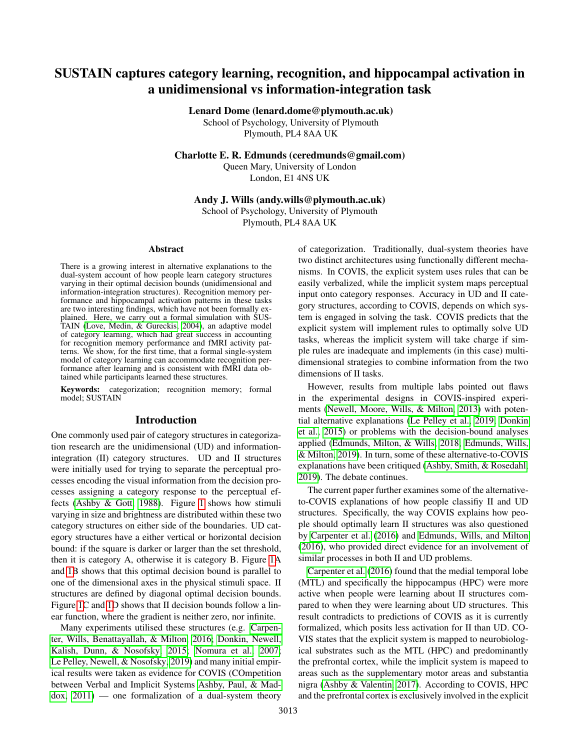# SUSTAIN captures category learning, recognition, and hippocampal activation in a unidimensional vs information-integration task

**Lenard Dome (lenard.dome@plymouth.ac.uk)**
School of Psychology, University of Plymouth
Plymouth, PL4 8AA UK

**Charlotte E. R. Edmunds (ceredmunds@gmail.com)**
Queen Mary, University of London
London, E1 4NS UK

**Andy J. Wills (andy.wills@plymouth.ac.uk)**
School of Psychology, University of Plymouth
Plymouth, PL4 8AA UK

## Abstract

There is a growing interest in alternative explanations to the dual-system account of how people learn category structures varying in their optimal decision bounds (unidimensional and information-integration structures). Recognition memory performance and hippocampal activation patterns in these tasks are two interesting findings, which have not been formally explained. Here, we carry out a formal simulation with SUSTAIN (Love, Medin, & Gureckis, 2004), an adaptive model of category learning, which had great success in accounting for recognition memory performance and fMRI activity patterns. We show, for the first time, that a formal single-system model of category learning can accommodate recognition performance after learning and is consistent with fMRI data obtained while participants learned these structures.

**Keywords:** categorization; recognition memory; formal model; SUSTAIN

## Introduction

One commonly used pair of category structures in categorization research are the unidimensional (UD) and information-integration (II) category structures. UD and II structures were initially used for trying to separate the perceptual processes encoding the visual information from the decision processes assigning a category response to the perceptual effects (Ashby & Gott, 1988). Figure 1 shows how stimuli varying in size and brightness are distributed within these two category structures on either side of the boundaries. UD category structures have a either vertical or horizontal decision bound: if the square is darker or larger than the set threshold, then it is category A, otherwise it is category B. Figure 1A and 1B shows that this optimal decision bound is parallel to one of the dimensional axes in the physical stimuli space. II structures are defined by diagonal optimal decision bounds. Figure 1C and 1D shows that II decision bounds follow a linear function, where the gradient is neither zero, nor infinite.

Many experiments utilised these structures (e.g. Carpenter, Wills, Benattayallah, & Milton, 2016; Donkin, Newell, Kalish, Dunn, & Nosofsky, 2015; Nomura et al., 2007; Le Pelley, Newell, & Nosofsky, 2019) and many initial empirical results were taken as evidence for COVIS (COmpetition between Verbal and Implicit Systems Ashby, Paul, & Maddox, 2011) — one formalization of a dual-system theory of categorization. Traditionally, dual-system theories have two distinct architectures using functionally different mechanisms. In COVIS, the explicit system uses rules that can be easily verbalized, while the implicit system maps perceptual input onto category responses. Accuracy in UD and II category structures, according to COVIS, depends on which system is engaged in solving the task. COVIS predicts that the explicit system will implement rules to optimally solve UD tasks, whereas the implicit system will take charge if simple rules are inadequate and implements (in this case) multidimensional strategies to combine information from the two dimensions of II tasks.

However, results from multiple labs pointed out flaws in the experimental designs in COVIS-inspired experiments (Newell, Moore, Wills, & Milton, 2013) with potential alternative explanations (Le Pelley et al., 2019; Donkin et al., 2015) or problems with the decision-bound analyses applied (Edmunds, Milton, & Wills, 2018; Edmunds, Wills, & Milton, 2019). In turn, some of these alternative-to-COVIS explanations have been critiqued (Ashby, Smith, & Rosedahl, 2019). The debate continues.

The current paper further examines some of the alternative-to-COVIS explanations of how people classifiy II and UD structures. Specifically, the way COVIS explains how people should optimally learn II structures was also questioned by Carpenter et al. (2016) and Edmunds, Wills, and Milton (2016), who provided direct evidence for an involvement of similar processes in both II and UD problems.

Carpenter et al. (2016) found that the medial temporal lobe (MTL) and specifically the hippocampus (HPC) were more active when people were learning about II structures compared to when they were learning about UD structures. This result contradicts to predictions of COVIS as it is currently formalized, which posits less activation for II than UD. COVIS states that the explicit system is mapped to neurobiological substrates such as the MTL (HPC) and predominantly the prefrontal cortex, while the implicit system is mapeed to areas such as the supplementary motor areas and substantia nigra (Ashby & Valentin, 2017). According to COVIS, HPC and the prefrontal cortex is exclusively involved in the explicit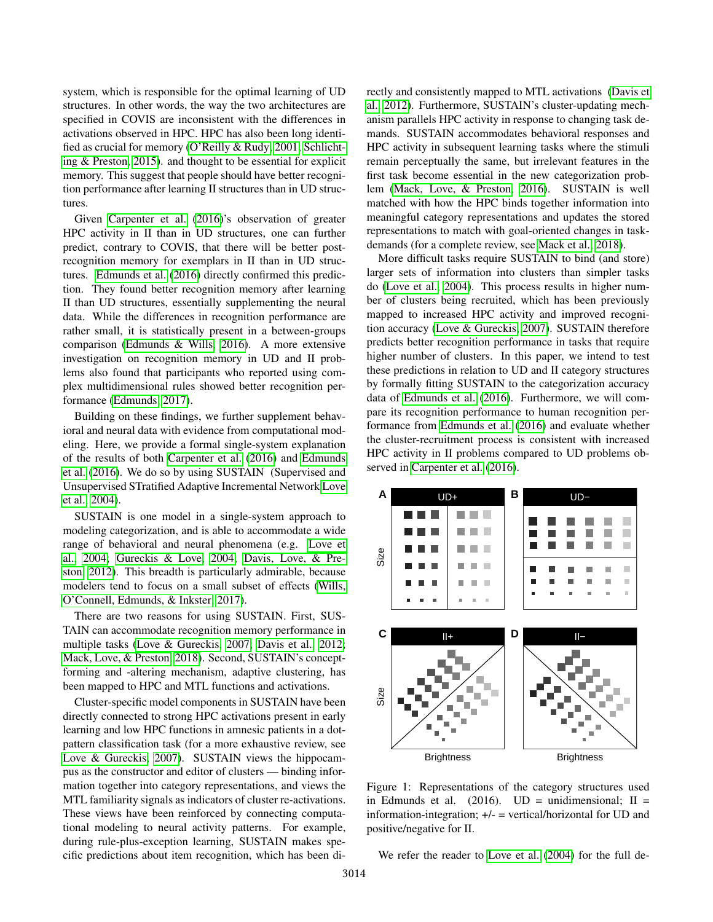system, which is responsible for the optimal learning of UD structures. In other words, the way the two architectures are specified in COVIS are inconsistent with the differences in activations observed in HPC. HPC has also been long identified as crucial for memory (O'Reilly & Rudy, 2001; Schlichting & Preston, 2015). and thought to be essential for explicit memory. This suggest that people should have better recognition performance after learning II structures than in UD structures.

Given Carpenter et al. (2016)'s observation of greater HPC activity in II than in UD structures, one can further predict, contrary to COVIS, that there will be better post-recognition memory for exemplars in II than in UD structures. Edmunds et al. (2016) directly confirmed this prediction. They found better recognition memory after learning II than UD structures, essentially supplementing the neural data. While the differences in recognition performance are rather small, it is statistically present in a between-groups comparison (Edmunds & Wills, 2016). A more extensive investigation on recognition memory in UD and II problems also found that participants who reported using complex multidimensional rules showed better recognition performance (Edmunds, 2017).

Building on these findings, we further supplement behavioral and neural data with evidence from computational modeling. Here, we provide a formal single-system explanation of the results of both Carpenter et al. (2016) and Edmunds et al. (2016). We do so by using SUSTAIN (Supervised and Unsupervised STratified Adaptive Incremental Network Love et al., 2004).

SUSTAIN is one model in a single-system approach to modeling categorization, and is able to accommodate a wide range of behavioral and neural phenomena (e.g. Love et al., 2004; Gureckis & Love, 2004; Davis, Love, & Preston, 2012). This breadth is particularly admirable, because modelers tend to focus on a small subset of effects (Wills, O'Connell, Edmunds, & Inkster, 2017).

There are two reasons for using SUSTAIN. First, SUSTAIN can accommodate recognition memory performance in multiple tasks (Love & Gureckis, 2007; Davis et al., 2012; Mack, Love, & Preston, 2018). Second, SUSTAIN's concept-forming and -altering mechanism, adaptive clustering, has been mapped to HPC and MTL functions and activations.

Cluster-specific model components in SUSTAIN have been directly connected to strong HPC activations present in early learning and low HPC functions in amnesic patients in a dot-pattern classification task (for a more exhaustive review, see Love & Gureckis, 2007). SUSTAIN views the hippocampus as the constructor and editor of clusters — binding information together into category representations, and views the MTL familiarity signals as indicators of cluster re-activations. These views have been reinforced by connecting computational modeling to neural activity patterns. For example, during rule-plus-exception learning, SUSTAIN makes specific predictions about item recognition, which has been directly and consistently mapped to MTL activations (Davis et al., 2012). Furthermore, SUSTAIN's cluster-updating mechanism parallels HPC activity in response to changing task demands. SUSTAIN accommodates behavioral responses and HPC activity in subsequent learning tasks where the stimuli remain perceptually the same, but irrelevant features in the first task become essential in the new categorization problem (Mack, Love, & Preston, 2016). SUSTAIN is well matched with how the HPC binds together information into meaningful category representations and updates the stored representations to match with goal-oriented changes in task-demands (for a complete review, see Mack et al., 2018).

More difficult tasks require SUSTAIN to bind (and store) larger sets of information into clusters than simpler tasks do (Love et al., 2004). This process results in higher number of clusters being recruited, which has been previously mapped to increased HPC activity and improved recognition accuracy (Love & Gureckis, 2007). SUSTAIN therefore predicts better recognition performance in tasks that require higher number of clusters. In this paper, we intend to test these predictions in relation to UD and II category structures by formally fitting SUSTAIN to the categorization accuracy data of Edmunds et al. (2016). Furthermore, we will compare its recognition performance to human recognition performance from Edmunds et al. (2016) and evaluate whether the cluster-recruitment process is consistent with increased HPC activity in II problems compared to UD problems observed in Carpenter et al. (2016).

A
UD+
Size

B
UD−

C
II+
Size
Brightness

D
II−
Brightness

Figure 1: Representations of the category structures used in Edmunds et al. (2016). UD = unidimensional; II = information-integration; +/- = vertical/horizontal for UD and positive/negative for II.

We refer the reader to Love et al. (2004) for the full de-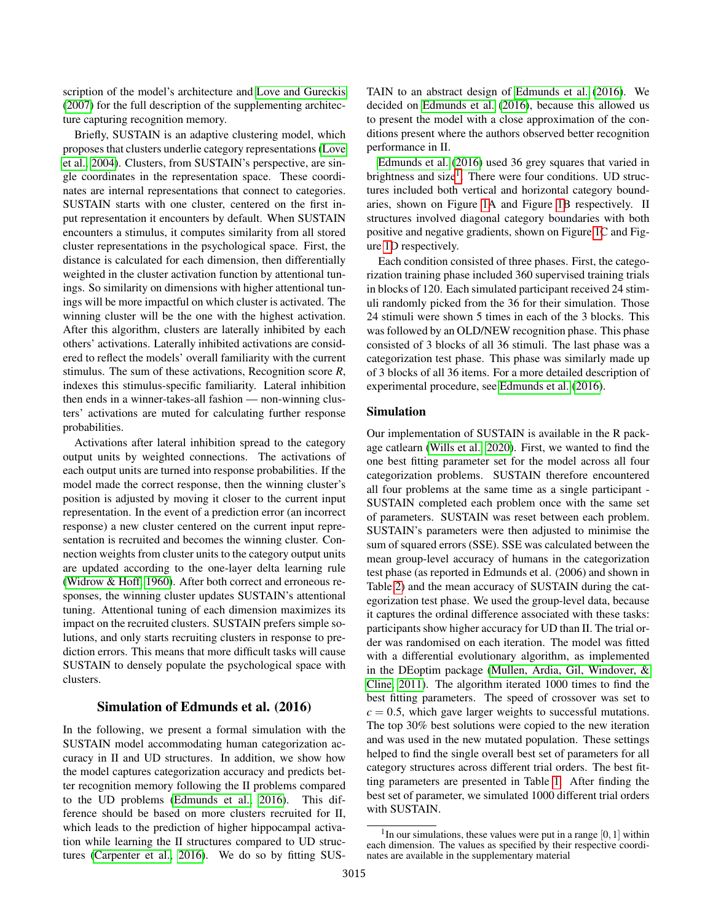scription of the model's architecture and Love and Gureckis (2007) for the full description of the supplementing architecture capturing recognition memory.

Briefly, SUSTAIN is an adaptive clustering model, which proposes that clusters underlie category representations (Love et al., 2004). Clusters, from SUSTAIN's perspective, are single coordinates in the representation space. These coordinates are internal representations that connect to categories. SUSTAIN starts with one cluster, centered on the first input representation it encounters by default. When SUSTAIN encounters a stimulus, it computes similarity from all stored cluster representations in the psychological space. First, the distance is calculated for each dimension, then differentially weighted in the cluster activation function by attentional tunings. So similarity on dimensions with higher attentional tunings will be more impactful on which cluster is activated. The winning cluster will be the one with the highest activation. After this algorithm, clusters are laterally inhibited by each others' activations. Laterally inhibited activations are considered to reflect the models' overall familiarity with the current stimulus. The sum of these activations, Recognition score $R$, indexes this stimulus-specific familiarity. Lateral inhibition then ends in a winner-takes-all fashion — non-winning clusters' activations are muted for calculating further response probabilities.

Activations after lateral inhibition spread to the category output units by weighted connections. The activations of each output units are turned into response probabilities. If the model made the correct response, then the winning cluster's position is adjusted by moving it closer to the current input representation. In the event of a prediction error (an incorrect response) a new cluster centered on the current input representation is recruited and becomes the winning cluster. Connection weights from cluster units to the category output units are updated according to the one-layer delta learning rule (Widrow & Hoff, 1960). After both correct and erroneous responses, the winning cluster updates SUSTAIN's attentional tuning. Attentional tuning of each dimension maximizes its impact on the recruited clusters. SUSTAIN prefers simple solutions, and only starts recruiting clusters in response to prediction errors. This means that more difficult tasks will cause SUSTAIN to densely populate the psychological space with clusters.

## Simulation of Edmunds et al. (2016)

In the following, we present a formal simulation with the SUSTAIN model accommodating human categorization accuracy in II and UD structures. In addition, we show how the model captures categorization accuracy and predicts better recognition memory following the II problems compared to the UD problems (Edmunds et al., 2016). This difference should be based on more clusters recruited for II, which leads to the prediction of higher hippocampal activation while learning the II structures compared to UD structures (Carpenter et al., 2016). We do so by fitting SUSTAIN to an abstract design of Edmunds et al. (2016). We decided on Edmunds et al. (2016), because this allowed us to present the model with a close approximation of the conditions present where the authors observed better recognition performance in II.

Edmunds et al. (2016) used 36 grey squares that varied in brightness and size[1]. There were four conditions. UD structures included both vertical and horizontal category boundaries, shown on Figure 1A and Figure 1B respectively. II structures involved diagonal category boundaries with both positive and negative gradients, shown on Figure 1C and Figure 1D respectively.

Each condition consisted of three phases. First, the categorization training phase included 360 supervised training trials in blocks of 120. Each simulated participant received 24 stimuli randomly picked from the 36 for their simulation. Those 24 stimuli were shown 5 times in each of the 3 blocks. This was followed by an OLD/NEW recognition phase. This phase consisted of 3 blocks of all 36 stimuli. The last phase was a categorization test phase. This phase was similarly made up of 3 blocks of all 36 items. For a more detailed description of experimental procedure, see Edmunds et al. (2016).

### Simulation

Our implementation of SUSTAIN is available in the R package catlearn (Wills et al., 2020). First, we wanted to find the one best fitting parameter set for the model across all four categorization problems. SUSTAIN therefore encountered all four problems at the same time as a single participant - SUSTAIN completed each problem once with the same set of parameters. SUSTAIN was reset between each problem. SUSTAIN's parameters were then adjusted to minimise the sum of squared errors (SSE). SSE was calculated between the mean group-level accuracy of humans in the categorization test phase (as reported in Edmunds et al. (2006) and shown in Table 2) and the mean accuracy of SUSTAIN during the categorization test phase. We used the group-level data, because it captures the ordinal difference associated with these tasks: participants show higher accuracy for UD than II. The trial order was randomised on each iteration. The model was fitted with a differential evolutionary algorithm, as implemented in the DEoptim package (Mullen, Ardia, Gil, Windover, & Cline, 2011). The algorithm iterated 1000 times to find the best fitting parameters. The speed of crossover was set to $c = 0.5$, which gave larger weights to successful mutations. The top 30% best solutions were copied to the new iteration and was used in the new mutated population. These settings helped to find the single overall best set of parameters for all category structures across different trial orders. The best fitting parameters are presented in Table 1. After finding the best set of parameter, we simulated 1000 different trial orders with SUSTAIN.

[1] In our simulations, these values were put in a range $[0, 1]$ within each dimension. The values as specified by their respective coordinates are available in the supplementary material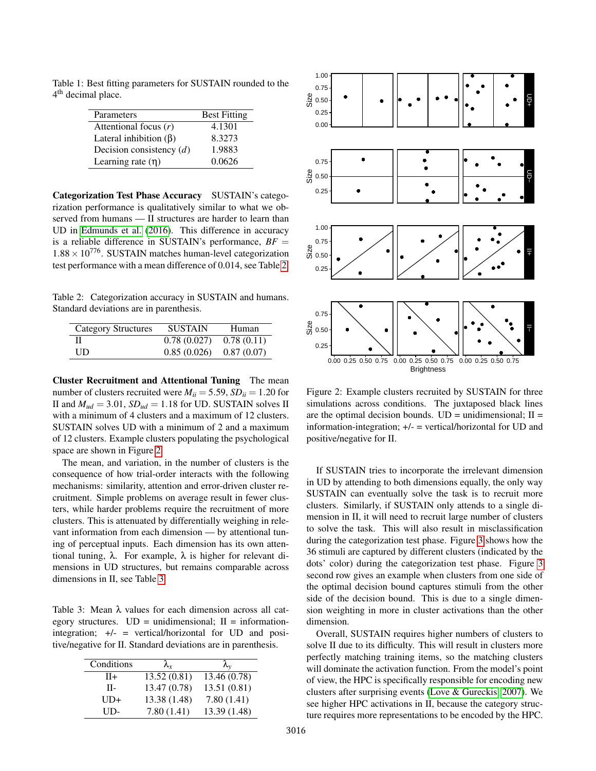Table 1: Best fitting parameters for SUSTAIN rounded to the 4[th] decimal place.

| Parameters | Best Fitting |
|---|---|
| Attentional focus ($r$) | 4.1301 |
| Lateral inhibition ($\beta$) | 8.3273 |
| Decision consistency ($d$) | 1.9883 |
| Learning rate ($\eta$) | 0.0626 |

**Categorization Test Phase Accuracy** SUSTAIN's categorization performance is qualitatively similar to what we observed from humans — II structures are harder to learn than UD in Edmunds et al. (2016). This difference in accuracy is a reliable difference in SUSTAIN's performance, $BF = 1.88 \times 10^{776}$. SUSTAIN matches human-level categorization test performance with a mean difference of 0.014, see Table 2.

Table 2: Categorization accuracy in SUSTAIN and humans. Standard deviations are in parenthesis.

| Category Structures | SUSTAIN | Human |
|---|---|---|
| II | 0.78 (0.027) | 0.78 (0.11) |
| UD | 0.85 (0.026) | 0.87 (0.07) |

**Cluster Recruitment and Attentional Tuning** The mean number of clusters recruited were $M_{ii} = 5.59$, $SD_{ii} = 1.20$ for II and $M_{ud} = 3.01$, $SD_{ud} = 1.18$ for UD. SUSTAIN solves II with a minimum of 4 clusters and a maximum of 12 clusters. SUSTAIN solves UD with a minimum of 2 and a maximum of 12 clusters. Example clusters populating the psychological space are shown in Figure 2.

The mean, and variation, in the number of clusters is the consequence of how trial-order interacts with the following mechanisms: similarity, attention and error-driven cluster recruitment. Simple problems on average result in fewer clusters, while harder problems require the recruitment of more clusters. This is attenuated by differentially weighing in relevant information from each dimension — by attentional tuning of perceptual inputs. Each dimension has its own attentional tuning, $\lambda$. For example, $\lambda$ is higher for relevant dimensions in UD structures, but remains comparable across dimensions in II, see Table 3.

Table 3: Mean $\lambda$ values for each dimension across all category structures. UD = unidimensional; II = information-integration; +/- = vertical/horizontal for UD and positive/negative for II. Standard deviations are in parenthesis.

| Conditions | $\lambda_x$ | $\lambda_y$ |
|---|---|---|
| II+ | 13.52 (0.81) | 13.46 (0.78) |
| II- | 13.47 (0.78) | 13.51 (0.81) |
| UD+ | 13.38 (1.48) | 7.80 (1.41) |
| UD- | 7.80 (1.41) | 13.39 (1.48) |

Size
1.00
0.75
0.50
0.25
0.00
UD+
UD−
II+
II−
Brightness
0.00 0.25 0.50 0.75

Figure 2: Example clusters recruited by SUSTAIN for three simulations across conditions. The juxtaposed black lines are the optimal decision bounds. UD = unidimensional; II = information-integration; +/- = vertical/horizontal for UD and positive/negative for II.

If SUSTAIN tries to incorporate the irrelevant dimension in UD by attending to both dimensions equally, the only way SUSTAIN can eventually solve the task is to recruit more clusters. Similarly, if SUSTAIN only attends to a single dimension in II, it will need to recruit large number of clusters to solve the task. This will also result in misclassification during the categorization test phase. Figure 3 shows how the 36 stimuli are captured by different clusters (indicated by the dots' color) during the categorization test phase. Figure 3 second row gives an example when clusters from one side of the optimal decision bound captures stimuli from the other side of the decision bound. This is due to a single dimension weighting in more in cluster activations than the other dimension.

Overall, SUSTAIN requires higher numbers of clusters to solve II due to its difficulty. This will result in clusters more perfectly matching training items, so the matching clusters will dominate the activation function. From the model's point of view, the HPC is specifically responsible for encoding new clusters after surprising events (Love & Gureckis, 2007). We see higher HPC activations in II, because the category structure requires more representations to be encoded by the HPC.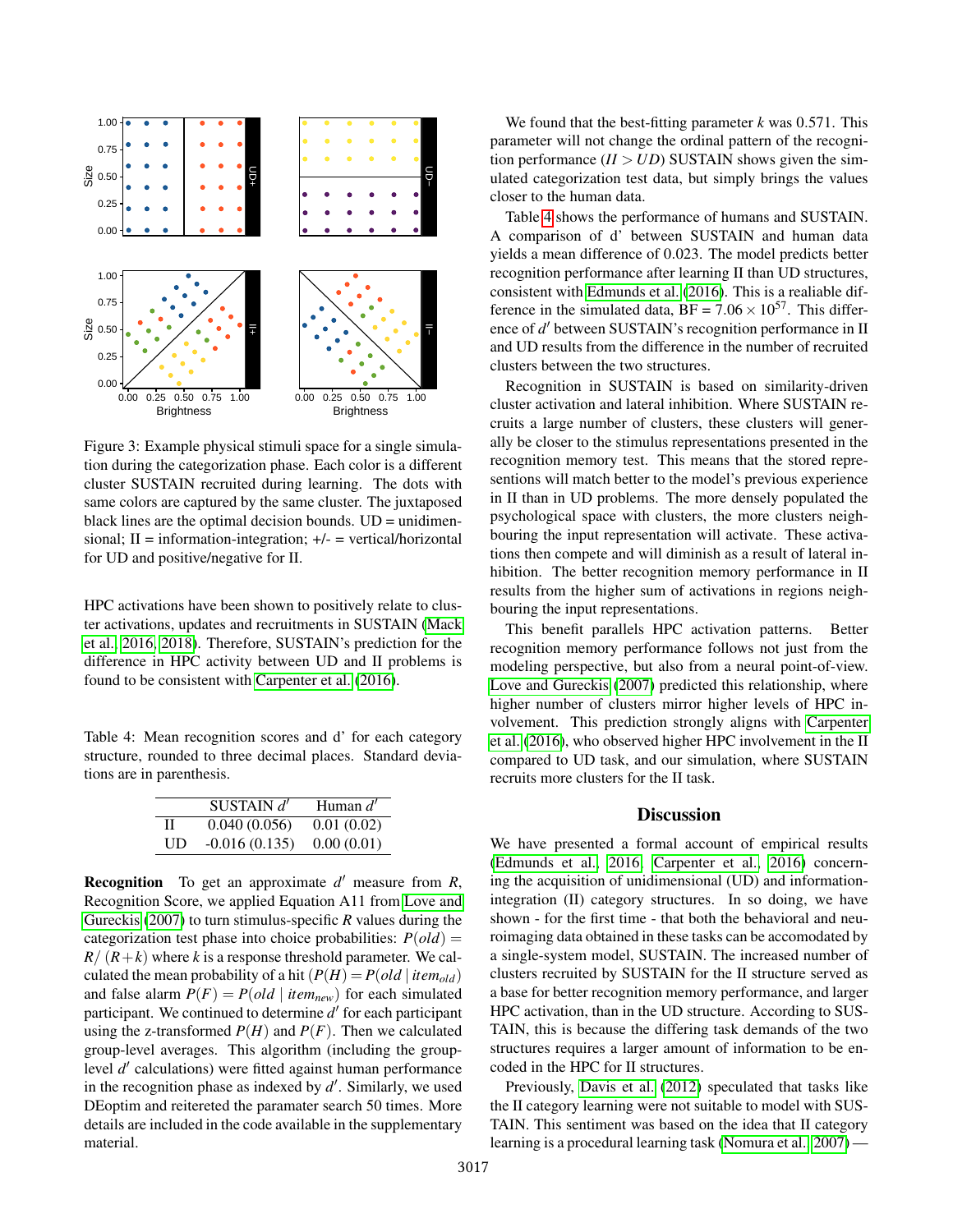Size
1.00
0.75
0.50
0.25
0.00
UD+

UD−

Size
1.00
0.75
0.50
0.25
0.00
0.00 0.25 0.50 0.75 1.00
Brightness
II+

0.00 0.25 0.50 0.75 1.00
Brightness
II−

Figure 3: Example physical stimuli space for a single simulation during the categorization phase. Each color is a different cluster SUSTAIN recruited during learning. The dots with same colors are captured by the same cluster. The juxtaposed black lines are the optimal decision bounds. UD = unidimensional; II = information-integration; +/- = vertical/horizontal for UD and positive/negative for II.

HPC activations have been shown to positively relate to cluster activations, updates and recruitments in SUSTAIN (Mack et al., 2016, 2018). Therefore, SUSTAIN's prediction for the difference in HPC activity between UD and II problems is found to be consistent with Carpenter et al. (2016).

Table 4: Mean recognition scores and d' for each category structure, rounded to three decimal places. Standard deviations are in parenthesis.

| | SUSTAIN $d'$ | Human $d'$ |
|---|---|---|
| II | 0.040 (0.056) | 0.01 (0.02) |
| UD | -0.016 (0.135) | 0.00 (0.01) |

**Recognition** To get an approximate $d'$ measure from $R$, Recognition Score, we applied Equation A11 from Love and Gureckis (2007) to turn stimulus-specific $R$ values during the categorization test phase into choice probabilities: $P(old) = R/(R+k)$ where $k$ is a response threshold parameter. We calculated the mean probability of a hit ($P(H) = P(old \mid item_{old})$ and false alarm $P(F) = P(old \mid item_{new})$ for each simulated participant. We continued to determine $d'$ for each participant using the z-transformed $P(H)$ and $P(F)$. Then we calculated group-level averages. This algorithm (including the group-level $d'$ calculations) were fitted against human performance in the recognition phase as indexed by $d'$. Similarly, we used DEoptim and reitereted the paramater search 50 times. More details are included in the code available in the supplementary material.

We found that the best-fitting parameter $k$ was 0.571. This parameter will not change the ordinal pattern of the recognition performance ($II > UD$) SUSTAIN shows given the simulated categorization test data, but simply brings the values closer to the human data.

Table 4 shows the performance of humans and SUSTAIN. A comparison of d' between SUSTAIN and human data yields a mean difference of 0.023. The model predicts better recognition performance after learning II than UD structures, consistent with Edmunds et al. (2016). This is a realiable difference in the simulated data, BF = $7.06 \times 10^{57}$. This difference of $d'$ between SUSTAIN's recognition performance in II and UD results from the difference in the number of recruited clusters between the two structures.

Recognition in SUSTAIN is based on similarity-driven cluster activation and lateral inhibition. Where SUSTAIN recruits a large number of clusters, these clusters will generally be closer to the stimulus representations presented in the recognition memory test. This means that the stored representations will match better to the model's previous experience in II than in UD problems. The more densely populated the psychological space with clusters, the more clusters neighbouring the input representation will activate. These activations then compete and will diminish as a result of lateral inhibition. The better recognition memory performance in II results from the higher sum of activations in regions neighbouring the input representations.

This benefit parallels HPC activation patterns. Better recognition memory performance follows not just from the modeling perspective, but also from a neural point-of-view. Love and Gureckis (2007) predicted this relationship, where higher number of clusters mirror higher levels of HPC involvement. This prediction strongly aligns with Carpenter et al. (2016), who observed higher HPC involvement in the II compared to UD task, and our simulation, where SUSTAIN recruits more clusters for the II task.

## Discussion

We have presented a formal account of empirical results (Edmunds et al., 2016; Carpenter et al., 2016) concerning the acquisition of unidimensional (UD) and information-integration (II) category structures. In so doing, we have shown - for the first time - that both the behavioral and neuroimaging data obtained in these tasks can be accomodated by a single-system model, SUSTAIN. The increased number of clusters recruited by SUSTAIN for the II structure served as a base for better recognition memory performance, and larger HPC activation, than in the UD structure. According to SUSTAIN, this is because the differing task demands of the two structures requires a larger amount of information to be encoded in the HPC for II structures.

Previously, Davis et al. (2012) speculated that tasks like the II category learning were not suitable to model with SUSTAIN. This sentiment was based on the idea that II category learning is a procedural learning task (Nomura et al., 2007) —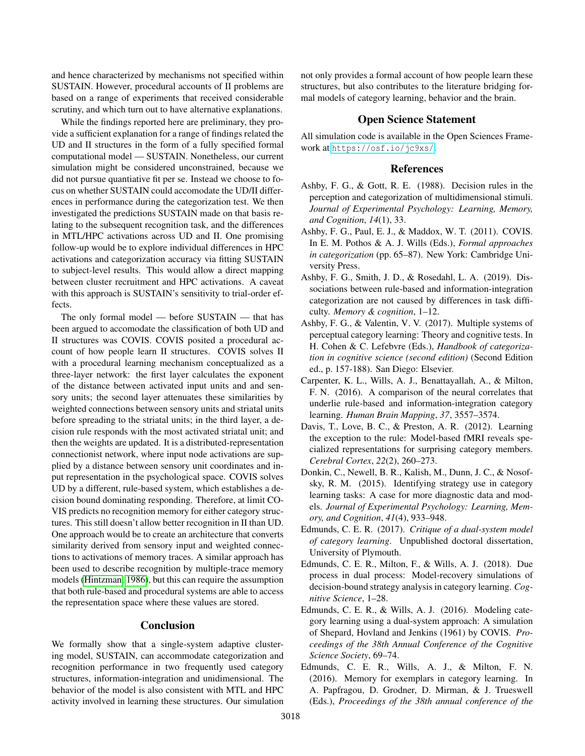and hence characterized by mechanisms not specified within SUSTAIN. However, procedural accounts of II problems are based on a range of experiments that received considerable scrutiny, and which turn out to have alternative explanations.

While the findings reported here are preliminary, they provide a sufficient explanation for a range of findings related the UD and II structures in the form of a fully specified formal computational model — SUSTAIN. Nonetheless, our current simulation might be considered unconstrained, because we did not pursue quantiative fit per se. Instead we choose to focus on whether SUSTAIN could accomodate the UD/II differences in performance during the categorization test. We then investigated the predictions SUSTAIN made on that basis relating to the subsequent recognition task, and the differences in MTL/HPC activations across UD and II. One promising follow-up would be to explore individual differences in HPC activations and categorization accuracy via fitting SUSTAIN to subject-level results. This would allow a direct mapping between cluster recruitment and HPC activations. A caveat with this approach is SUSTAIN's sensitivity to trial-order effects.

The only formal model — before SUSTAIN — that has been argued to accomodate the classification of both UD and II structures was COVIS. COVIS posited a procedural account of how people learn II structures. COVIS solves II with a procedural learning mechanism conceptualized as a three-layer network: the first layer calculates the exponent of the distance between activated input units and and sensory units; the second layer attenuates these similarities by weighted connections between sensory units and striatal units before spreading to the striatal units; in the third layer, a decision rule responds with the most activated striatal unit; and then the weights are updated. It is a distributed-representation connectionist network, where input node activations are supplied by a distance between sensory unit coordinates and input representation in the psychological space. COVIS solves UD by a different, rule-based system, which establishes a decision bound dominating responding. Therefore, at limit COVIS predicts no recognition memory for either category structures. This still doesn't allow better recognition in II than UD. One approach would be to create an architecture that converts similarity derived from sensory input and weighted connections to activations of memory traces. A similar approach has been used to describe recognition by multiple-trace memory models (Hintzman, 1986), but this can require the assumption that both rule-based and procedural systems are able to access the representation space where these values are stored.

## Conclusion

We formally show that a single-system adaptive clustering model, SUSTAIN, can accommodate categorization and recognition performance in two frequently used category structures, information-integration and unidimensional. The behavior of the model is also consistent with MTL and HPC activity involved in learning these structures. Our simulation not only provides a formal account of how people learn these structures, but also contributes to the literature bridging formal models of category learning, behavior and the brain.

## Open Science Statement

All simulation code is available in the Open Sciences Framework at https://osf.io/jc9xs/.

## References

Ashby, F. G., & Gott, R. E. (1988). Decision rules in the perception and categorization of multidimensional stimuli. *Journal of Experimental Psychology: Learning, Memory, and Cognition*, *14*(1), 33.

Ashby, F. G., Paul, E. J., & Maddox, W. T. (2011). COVIS. In E. M. Pothos & A. J. Wills (Eds.), *Formal approaches in categorization* (pp. 65–87). New York: Cambridge University Press.

Ashby, F. G., Smith, J. D., & Rosedahl, L. A. (2019). Dissociations between rule-based and information-integration categorization are not caused by differences in task difficulty. *Memory & cognition*, 1–12.

Ashby, F. G., & Valentin, V. V. (2017). Multiple systems of perceptual category learning: Theory and cognitive tests. In H. Cohen & C. Lefebvre (Eds.), *Handbook of categorization in cognitive science (second edition)* (Second Edition ed., p. 157-188). San Diego: Elsevier.

Carpenter, K. L., Wills, A. J., Benattayallah, A., & Milton, F. N. (2016). A comparison of the neural correlates that underlie rule-based and information-integration category learning. *Human Brain Mapping*, *37*, 3557–3574.

Davis, T., Love, B. C., & Preston, A. R. (2012). Learning the exception to the rule: Model-based fMRI reveals specialized representations for surprising category members. *Cerebral Cortex*, *22*(2), 260–273.

Donkin, C., Newell, B. R., Kalish, M., Dunn, J. C., & Nosofsky, R. M. (2015). Identifying strategy use in category learning tasks: A case for more diagnostic data and models. *Journal of Experimental Psychology: Learning, Memory, and Cognition*, *41*(4), 933–948.

Edmunds, C. E. R. (2017). *Critique of a dual-system model of category learning*. Unpublished doctoral dissertation, University of Plymouth.

Edmunds, C. E. R., Milton, F., & Wills, A. J. (2018). Due process in dual process: Model-recovery simulations of decision-bound strategy analysis in category learning. *Cognitive Science*, 1–28.

Edmunds, C. E. R., & Wills, A. J. (2016). Modeling category learning using a dual-system approach: A simulation of Shepard, Hovland and Jenkins (1961) by COVIS. *Proceedings of the 38th Annual Conference of the Cognitive Science Society*, 69–74.

Edmunds, C. E. R., Wills, A. J., & Milton, F. N. (2016). Memory for exemplars in category learning. In A. Papfragou, D. Grodner, D. Mirman, & J. Trueswell (Eds.), *Proceedings of the 38th annual conference of the*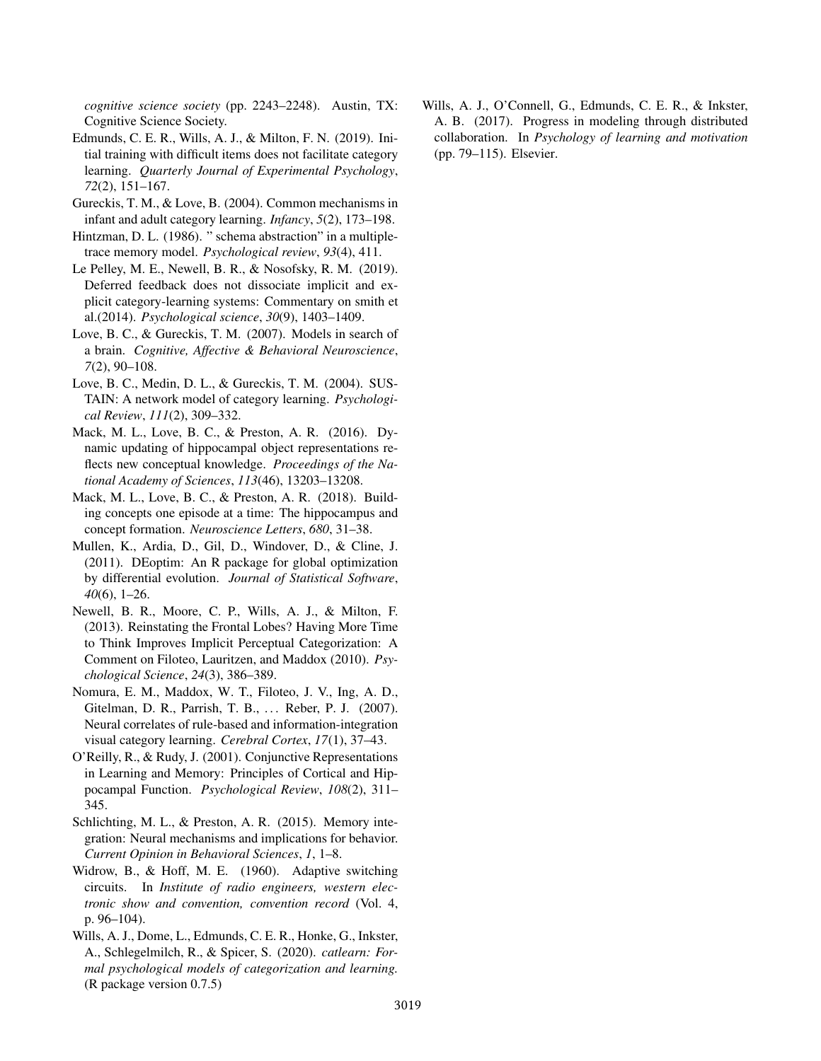*cognitive science society* (pp. 2243–2248). Austin, TX: Cognitive Science Society.

Edmunds, C. E. R., Wills, A. J., & Milton, F. N. (2019). Initial training with difficult items does not facilitate category learning. *Quarterly Journal of Experimental Psychology*, *72*(2), 151–167.

Gureckis, T. M., & Love, B. (2004). Common mechanisms in infant and adult category learning. *Infancy*, *5*(2), 173–198.

Hintzman, D. L. (1986). " schema abstraction" in a multiple-trace memory model. *Psychological review*, *93*(4), 411.

Le Pelley, M. E., Newell, B. R., & Nosofsky, R. M. (2019). Deferred feedback does not dissociate implicit and explicit category-learning systems: Commentary on smith et al.(2014). *Psychological science*, *30*(9), 1403–1409.

Love, B. C., & Gureckis, T. M. (2007). Models in search of a brain. *Cognitive, Affective & Behavioral Neuroscience*, *7*(2), 90–108.

Love, B. C., Medin, D. L., & Gureckis, T. M. (2004). SUSTAIN: A network model of category learning. *Psychological Review*, *111*(2), 309–332.

Mack, M. L., Love, B. C., & Preston, A. R. (2016). Dynamic updating of hippocampal object representations reflects new conceptual knowledge. *Proceedings of the National Academy of Sciences*, *113*(46), 13203–13208.

Mack, M. L., Love, B. C., & Preston, A. R. (2018). Building concepts one episode at a time: The hippocampus and concept formation. *Neuroscience Letters*, *680*, 31–38.

Mullen, K., Ardia, D., Gil, D., Windover, D., & Cline, J. (2011). DEoptim: An R package for global optimization by differential evolution. *Journal of Statistical Software*, *40*(6), 1–26.

Newell, B. R., Moore, C. P., Wills, A. J., & Milton, F. (2013). Reinstating the Frontal Lobes? Having More Time to Think Improves Implicit Perceptual Categorization: A Comment on Filoteo, Lauritzen, and Maddox (2010). *Psychological Science*, *24*(3), 386–389.

Nomura, E. M., Maddox, W. T., Filoteo, J. V., Ing, A. D., Gitelman, D. R., Parrish, T. B., ... Reber, P. J. (2007). Neural correlates of rule-based and information-integration visual category learning. *Cerebral Cortex*, *17*(1), 37–43.

O'Reilly, R., & Rudy, J. (2001). Conjunctive Representations in Learning and Memory: Principles of Cortical and Hippocampal Function. *Psychological Review*, *108*(2), 311–345.

Schlichting, M. L., & Preston, A. R. (2015). Memory integration: Neural mechanisms and implications for behavior. *Current Opinion in Behavioral Sciences*, *1*, 1–8.

Widrow, B., & Hoff, M. E. (1960). Adaptive switching circuits. In *Institute of radio engineers, western electronic show and convention, convention record* (Vol. 4, p. 96–104).

Wills, A. J., Dome, L., Edmunds, C. E. R., Honke, G., Inkster, A., Schlegelmilch, R., & Spicer, S. (2020). *catlearn: Formal psychological models of categorization and learning.* (R package version 0.7.5)

Wills, A. J., O'Connell, G., Edmunds, C. E. R., & Inkster, A. B. (2017). Progress in modeling through distributed collaboration. In *Psychology of learning and motivation* (pp. 79–115). Elsevier.